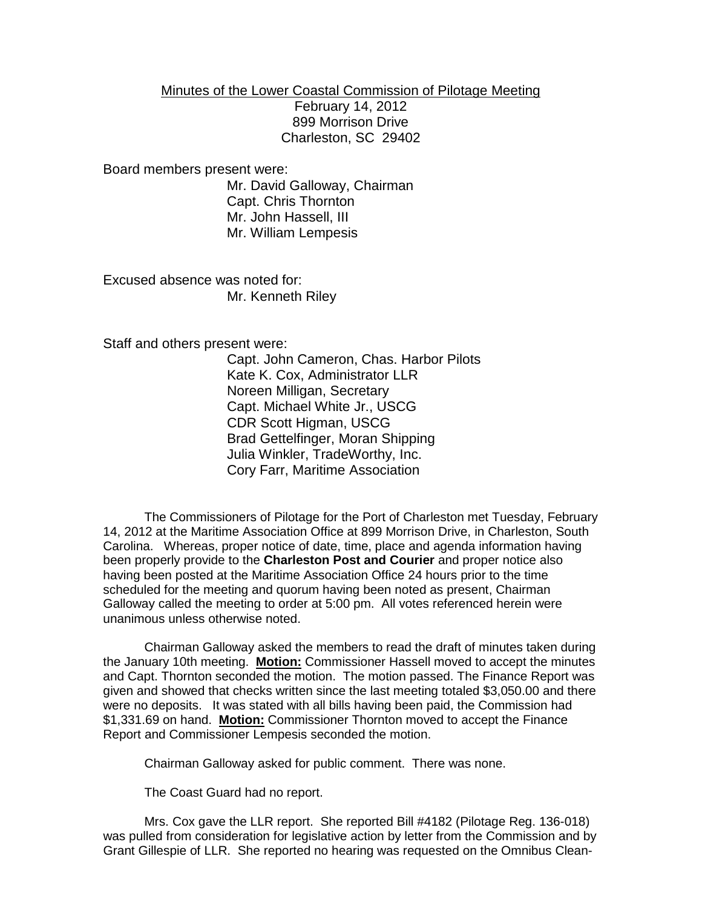Minutes of the Lower Coastal Commission of Pilotage Meeting
February 14, 2012
899 Morrison Drive
Charleston, SC 29402

Board members present were:

Mr. David Galloway, Chairman
Capt. Chris Thornton
Mr. John Hassell, III
Mr. William Lempesis

Excused absence was noted for:

Mr. Kenneth Riley

Staff and others present were:

Capt. John Cameron, Chas. Harbor Pilots
Kate K. Cox, Administrator LLR
Noreen Milligan, Secretary
Capt. Michael White Jr., USCG
CDR Scott Higman, USCG
Brad Gettelfinger, Moran Shipping
Julia Winkler, TradeWorthy, Inc.
Cory Farr, Maritime Association

The Commissioners of Pilotage for the Port of Charleston met Tuesday, February 14, 2012 at the Maritime Association Office at 899 Morrison Drive, in Charleston, South Carolina. Whereas, proper notice of date, time, place and agenda information having been properly provide to the **Charleston Post and Courier** and proper notice also having been posted at the Maritime Association Office 24 hours prior to the time scheduled for the meeting and quorum having been noted as present, Chairman Galloway called the meeting to order at 5:00 pm. All votes referenced herein were unanimous unless otherwise noted.

Chairman Galloway asked the members to read the draft of minutes taken during the January 10th meeting. **Motion:** Commissioner Hassell moved to accept the minutes and Capt. Thornton seconded the motion. The motion passed. The Finance Report was given and showed that checks written since the last meeting totaled $3,050.00 and there were no deposits. It was stated with all bills having been paid, the Commission had $1,331.69 on hand. **Motion:** Commissioner Thornton moved to accept the Finance Report and Commissioner Lempesis seconded the motion.

Chairman Galloway asked for public comment. There was none.

The Coast Guard had no report.

Mrs. Cox gave the LLR report. She reported Bill #4182 (Pilotage Reg. 136-018) was pulled from consideration for legislative action by letter from the Commission and by Grant Gillespie of LLR. She reported no hearing was requested on the Omnibus Clean-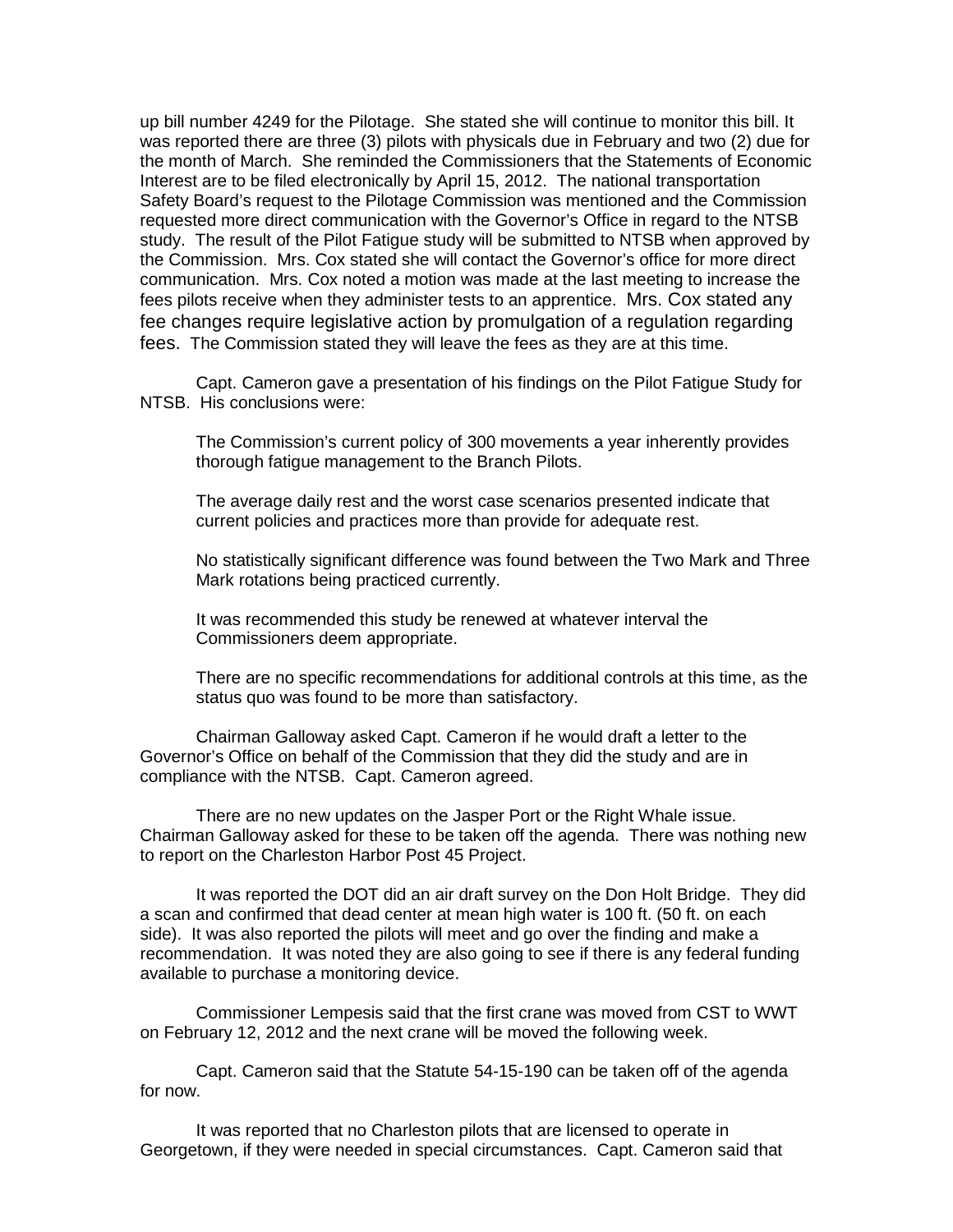up bill number 4249 for the Pilotage. She stated she will continue to monitor this bill. It was reported there are three (3) pilots with physicals due in February and two (2) due for the month of March. She reminded the Commissioners that the Statements of Economic Interest are to be filed electronically by April 15, 2012. The national transportation Safety Board's request to the Pilotage Commission was mentioned and the Commission requested more direct communication with the Governor's Office in regard to the NTSB study. The result of the Pilot Fatigue study will be submitted to NTSB when approved by the Commission. Mrs. Cox stated she will contact the Governor's office for more direct communication. Mrs. Cox noted a motion was made at the last meeting to increase the fees pilots receive when they administer tests to an apprentice. Mrs. Cox stated any fee changes require legislative action by promulgation of a regulation regarding fees. The Commission stated they will leave the fees as they are at this time.

Capt. Cameron gave a presentation of his findings on the Pilot Fatigue Study for NTSB. His conclusions were:

The Commission's current policy of 300 movements a year inherently provides thorough fatigue management to the Branch Pilots.

The average daily rest and the worst case scenarios presented indicate that current policies and practices more than provide for adequate rest.

No statistically significant difference was found between the Two Mark and Three Mark rotations being practiced currently.

It was recommended this study be renewed at whatever interval the Commissioners deem appropriate.

There are no specific recommendations for additional controls at this time, as the status quo was found to be more than satisfactory.

Chairman Galloway asked Capt. Cameron if he would draft a letter to the Governor's Office on behalf of the Commission that they did the study and are in compliance with the NTSB. Capt. Cameron agreed.

There are no new updates on the Jasper Port or the Right Whale issue. Chairman Galloway asked for these to be taken off the agenda. There was nothing new to report on the Charleston Harbor Post 45 Project.

It was reported the DOT did an air draft survey on the Don Holt Bridge. They did a scan and confirmed that dead center at mean high water is 100 ft. (50 ft. on each side). It was also reported the pilots will meet and go over the finding and make a recommendation. It was noted they are also going to see if there is any federal funding available to purchase a monitoring device.

Commissioner Lempesis said that the first crane was moved from CST to WWT on February 12, 2012 and the next crane will be moved the following week.

Capt. Cameron said that the Statute 54-15-190 can be taken off of the agenda for now.

It was reported that no Charleston pilots that are licensed to operate in Georgetown, if they were needed in special circumstances. Capt. Cameron said that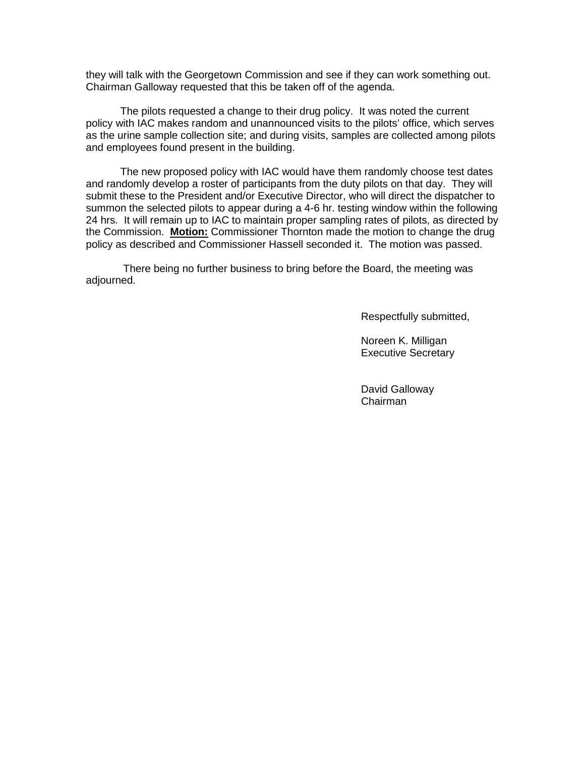they will talk with the Georgetown Commission and see if they can work something out. Chairman Galloway requested that this be taken off of the agenda.

The pilots requested a change to their drug policy. It was noted the current policy with IAC makes random and unannounced visits to the pilots' office, which serves as the urine sample collection site; and during visits, samples are collected among pilots and employees found present in the building.

The new proposed policy with IAC would have them randomly choose test dates and randomly develop a roster of participants from the duty pilots on that day. They will submit these to the President and/or Executive Director, who will direct the dispatcher to summon the selected pilots to appear during a 4-6 hr. testing window within the following 24 hrs. It will remain up to IAC to maintain proper sampling rates of pilots, as directed by the Commission. **Motion:** Commissioner Thornton made the motion to change the drug policy as described and Commissioner Hassell seconded it. The motion was passed.

There being no further business to bring before the Board, the meeting was adjourned.

Respectfully submitted,

Noreen K. Milligan
Executive Secretary

David Galloway
Chairman